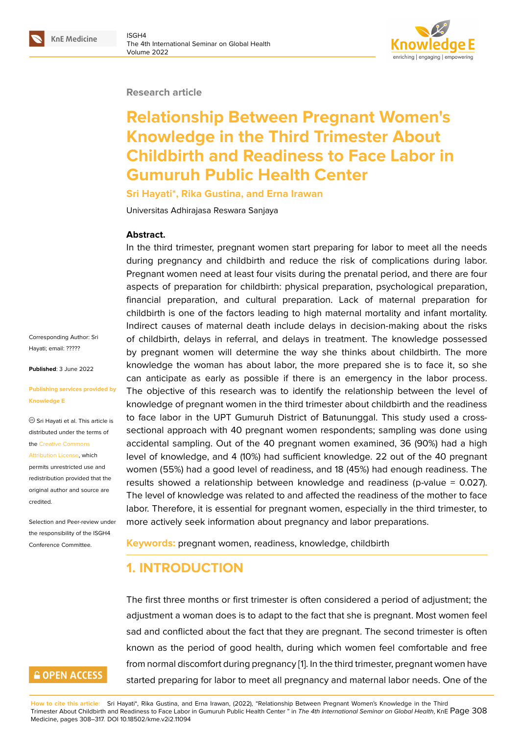Research article

# Relationship Between Pregnant Women's Knowledge in the Third Trimester About Childbirth and Readiness to Face Labor in Gumuruh Public Health Center

**Sri Hayati*, Rika Gustina, and Erna Irawan**

Universitas Adhirajasa Reswara Sanjaya

Corresponding Author: Sri Hayati; email: ?????

**Published**: 3 June 2022

**Publishing services provided by Knowledge E**

Sri Hayati et al. This article is distributed under the terms of the Creative Commons Attribution License, which permits unrestricted use and redistribution provided that the original author and source are credited.

Selection and Peer-review under the responsibility of the ISGH4 Conference Committee.

**Abstract.**

In the third trimester, pregnant women start preparing for labor to meet all the needs during pregnancy and childbirth and reduce the risk of complications during labor. Pregnant women need at least four visits during the prenatal period, and there are four aspects of preparation for childbirth: physical preparation, psychological preparation, financial preparation, and cultural preparation. Lack of maternal preparation for childbirth is one of the factors leading to high maternal mortality and infant mortality. Indirect causes of maternal death include delays in decision-making about the risks of childbirth, delays in referral, and delays in treatment. The knowledge possessed by pregnant women will determine the way she thinks about childbirth. The more knowledge the woman has about labor, the more prepared she is to face it, so she can anticipate as early as possible if there is an emergency in the labor process. The objective of this research was to identify the relationship between the level of knowledge of pregnant women in the third trimester about childbirth and the readiness to face labor in the UPT Gumuruh District of Batununggal. This study used a cross-sectional approach with 40 pregnant women respondents; sampling was done using accidental sampling. Out of the 40 pregnant women examined, 36 (90%) had a high level of knowledge, and 4 (10%) had sufficient knowledge. 22 out of the 40 pregnant women (55%) had a good level of readiness, and 18 (45%) had enough readiness. The results showed a relationship between knowledge and readiness (p-value = 0.027). The level of knowledge was related to and affected the readiness of the mother to face labor. Therefore, it is essential for pregnant women, especially in the third trimester, to more actively seek information about pregnancy and labor preparations.

**Keywords:** pregnant women, readiness, knowledge, childbirth

## 1. INTRODUCTION

The first three months or first trimester is often considered a period of adjustment; the adjustment a woman does is to adapt to the fact that she is pregnant. Most women feel sad and conflicted about the fact that they are pregnant. The second trimester is often known as the period of good health, during which women feel comfortable and free from normal discomfort during pregnancy [1]. In the third trimester, pregnant women have started preparing for labor to meet all pregnancy and maternal labor needs. One of the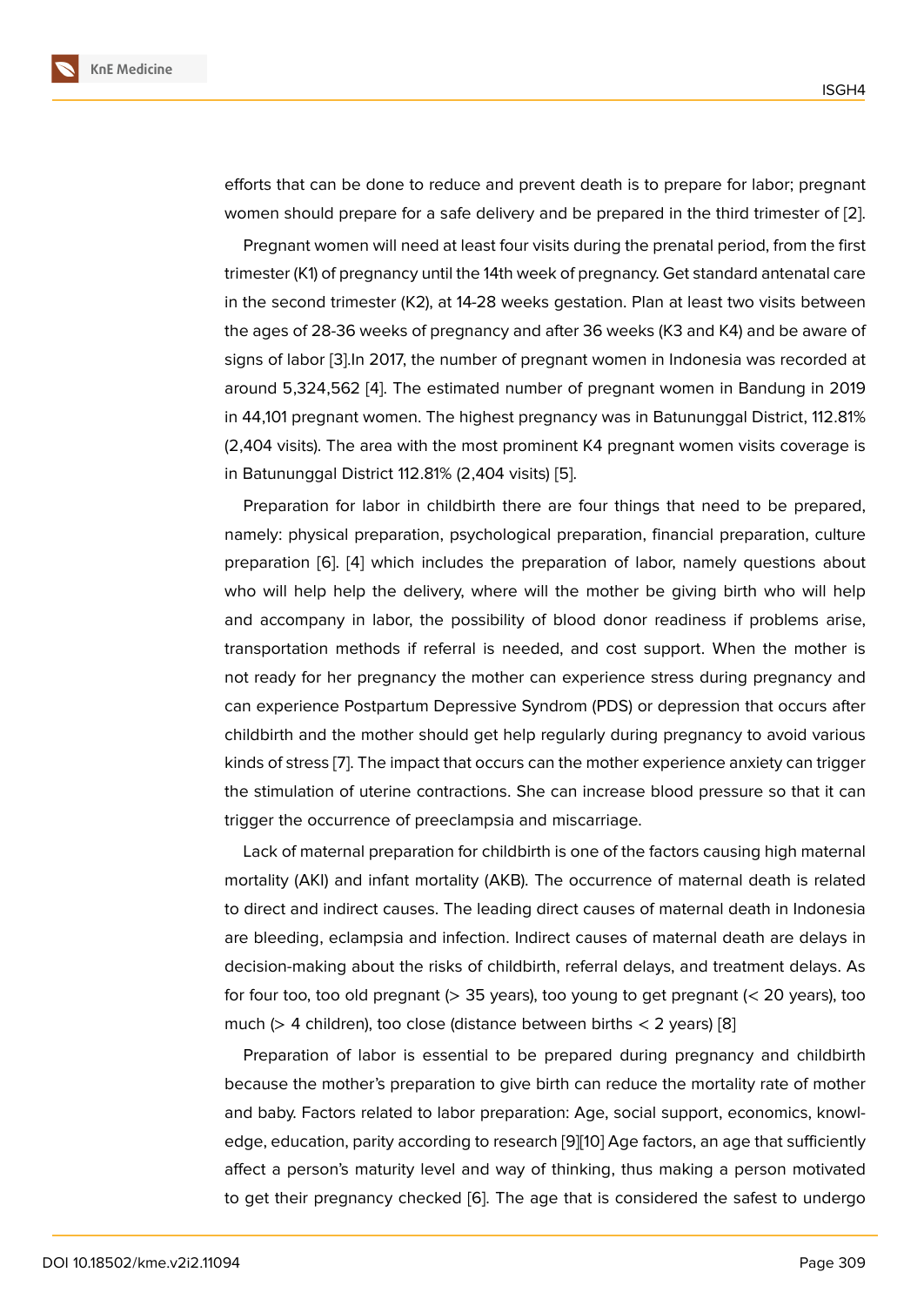efforts that can be done to reduce and prevent death is to prepare for labor; pregnant women should prepare for a safe delivery and be prepared in the third trimester of [2].

Pregnant women will need at least four visits during the prenatal period, from the first trimester (K1) of pregnancy until the 14th week of pregnancy. Get standard antenatal care in the second trimester (K2), at 14-28 weeks gestation. Plan at least two visits between the ages of 28-36 weeks of pregnancy and after 36 weeks (K3 and K4) and be aware of signs of labor [3].In 2017, the number of pregnant women in Indonesia was recorded at around 5,324,562 [4]. The estimated number of pregnant women in Bandung in 2019 in 44,101 pregnant women. The highest pregnancy was in Batununggal District, 112.81% (2,404 visits). The area with the most prominent K4 pregnant women visits coverage is in Batununggal District 112.81% (2,404 visits) [5].

Preparation for labor in childbirth there are four things that need to be prepared, namely: physical preparation, psychological preparation, financial preparation, culture preparation [6]. [4] which includes the preparation of labor, namely questions about who will help help the delivery, where will the mother be giving birth who will help and accompany in labor, the possibility of blood donor readiness if problems arise, transportation methods if referral is needed, and cost support. When the mother is not ready for her pregnancy the mother can experience stress during pregnancy and can experience Postpartum Depressive Syndrom (PDS) or depression that occurs after childbirth and the mother should get help regularly during pregnancy to avoid various kinds of stress [7]. The impact that occurs can the mother experience anxiety can trigger the stimulation of uterine contractions. She can increase blood pressure so that it can trigger the occurrence of preeclampsia and miscarriage.

Lack of maternal preparation for childbirth is one of the factors causing high maternal mortality (AKI) and infant mortality (AKB). The occurrence of maternal death is related to direct and indirect causes. The leading direct causes of maternal death in Indonesia are bleeding, eclampsia and infection. Indirect causes of maternal death are delays in decision-making about the risks of childbirth, referral delays, and treatment delays. As for four too, too old pregnant (> 35 years), too young to get pregnant (< 20 years), too much (> 4 children), too close (distance between births < 2 years) [8]

Preparation of labor is essential to be prepared during pregnancy and childbirth because the mother's preparation to give birth can reduce the mortality rate of mother and baby. Factors related to labor preparation: Age, social support, economics, knowledge, education, parity according to research [9][10] Age factors, an age that sufficiently affect a person's maturity level and way of thinking, thus making a person motivated to get their pregnancy checked [6]. The age that is considered the safest to undergo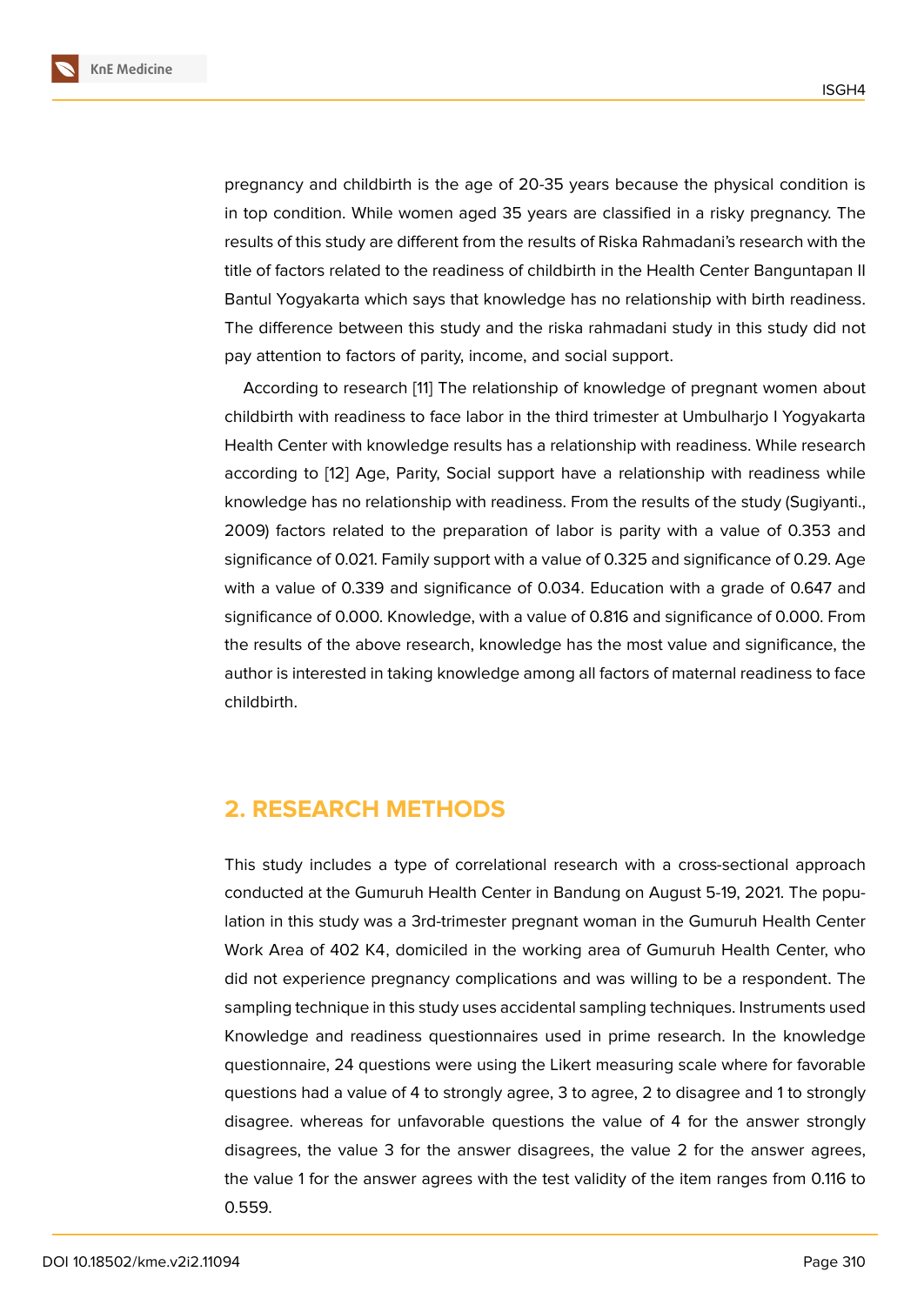pregnancy and childbirth is the age of 20-35 years because the physical condition is in top condition. While women aged 35 years are classified in a risky pregnancy. The results of this study are different from the results of Riska Rahmadani's research with the title of factors related to the readiness of childbirth in the Health Center Banguntapan II Bantul Yogyakarta which says that knowledge has no relationship with birth readiness. The difference between this study and the riska rahmadani study in this study did not pay attention to factors of parity, income, and social support.

According to research [11] The relationship of knowledge of pregnant women about childbirth with readiness to face labor in the third trimester at Umbulharjo I Yogyakarta Health Center with knowledge results has a relationship with readiness. While research according to [12] Age, Parity, Social support have a relationship with readiness while knowledge has no relationship with readiness. From the results of the study (Sugiyanti., 2009) factors related to the preparation of labor is parity with a value of 0.353 and significance of 0.021. Family support with a value of 0.325 and significance of 0.29. Age with a value of 0.339 and significance of 0.034. Education with a grade of 0.647 and significance of 0.000. Knowledge, with a value of 0.816 and significance of 0.000. From the results of the above research, knowledge has the most value and significance, the author is interested in taking knowledge among all factors of maternal readiness to face childbirth.

## 2. RESEARCH METHODS

This study includes a type of correlational research with a cross-sectional approach conducted at the Gumuruh Health Center in Bandung on August 5-19, 2021. The population in this study was a 3rd-trimester pregnant woman in the Gumuruh Health Center Work Area of 402 K4, domiciled in the working area of Gumuruh Health Center, who did not experience pregnancy complications and was willing to be a respondent. The sampling technique in this study uses accidental sampling techniques. Instruments used Knowledge and readiness questionnaires used in prime research. In the knowledge questionnaire, 24 questions were using the Likert measuring scale where for favorable questions had a value of 4 to strongly agree, 3 to agree, 2 to disagree and 1 to strongly disagree. whereas for unfavorable questions the value of 4 for the answer strongly disagrees, the value 3 for the answer disagrees, the value 2 for the answer agrees, the value 1 for the answer agrees with the test validity of the item ranges from 0.116 to 0.559.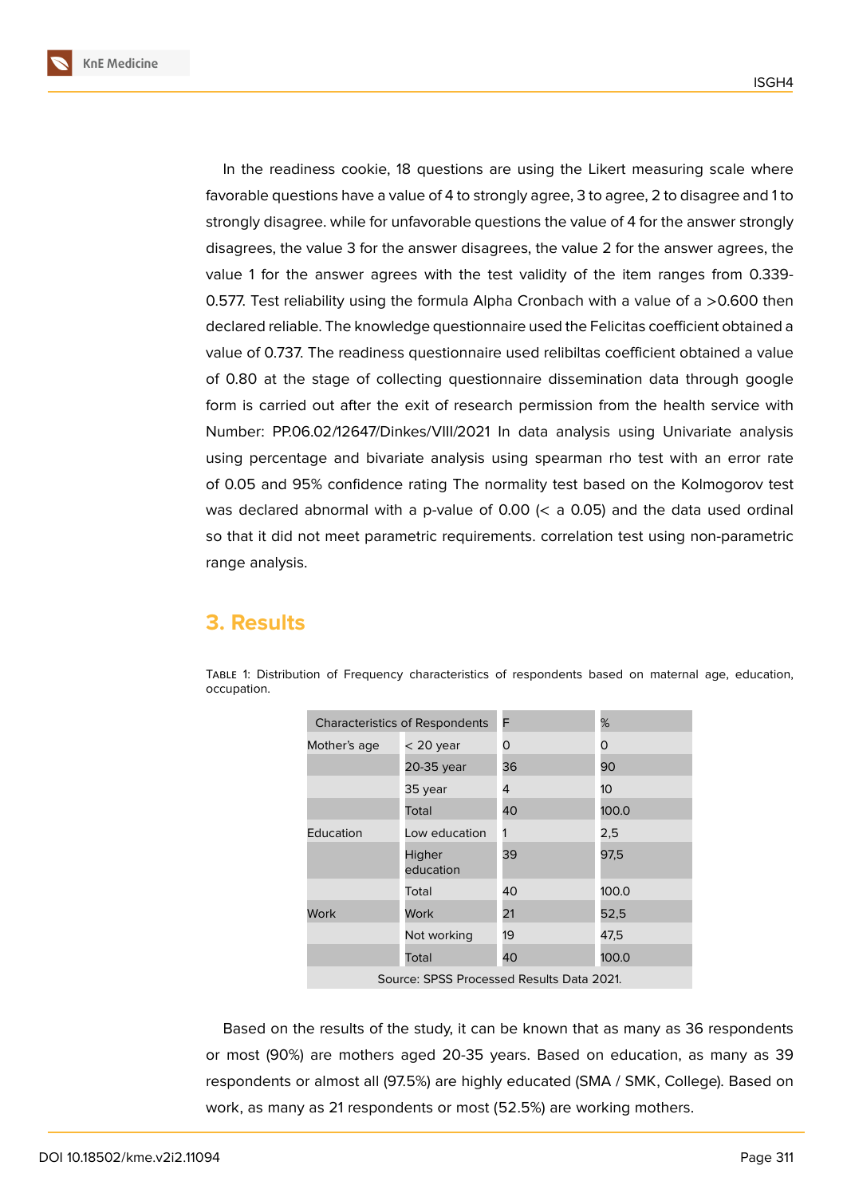In the readiness cookie, 18 questions are using the Likert measuring scale where favorable questions have a value of 4 to strongly agree, 3 to agree, 2 to disagree and 1 to strongly disagree. while for unfavorable questions the value of 4 for the answer strongly disagrees, the value 3 for the answer disagrees, the value 2 for the answer agrees, the value 1 for the answer agrees with the test validity of the item ranges from 0.339-0.577. Test reliability using the formula Alpha Cronbach with a value of a >0.600 then declared reliable. The knowledge questionnaire used the Felicitas coefficient obtained a value of 0.737. The readiness questionnaire used relibiltas coefficient obtained a value of 0.80 at the stage of collecting questionnaire dissemination data through google form is carried out after the exit of research permission from the health service with Number: PP.06.02/12647/Dinkes/VIII/2021 In data analysis using Univariate analysis using percentage and bivariate analysis using spearman rho test with an error rate of 0.05 and 95% confidence rating The normality test based on the Kolmogorov test was declared abnormal with a p-value of 0.00 (< a 0.05) and the data used ordinal so that it did not meet parametric requirements. correlation test using non-parametric range analysis.

## 3. Results

Table 1: Distribution of Frequency characteristics of respondents based on maternal age, education, occupation.

| Characteristics of Respondents | | F | % |
|---|---|---|---|
| Mother's age | < 20 year | 0 | 0 |
| | 20-35 year | 36 | 90 |
| | 35 year | 4 | 10 |
| | Total | 40 | 100.0 |
| Education | Low education | 1 | 2,5 |
| | Higher education | 39 | 97,5 |
| | Total | 40 | 100.0 |
| Work | Work | 21 | 52,5 |
| | Not working | 19 | 47,5 |
| | Total | 40 | 100.0 |
| Source: SPSS Processed Results Data 2021. | | | |

Based on the results of the study, it can be known that as many as 36 respondents or most (90%) are mothers aged 20-35 years. Based on education, as many as 39 respondents or almost all (97.5%) are highly educated (SMA / SMK, College). Based on work, as many as 21 respondents or most (52.5%) are working mothers.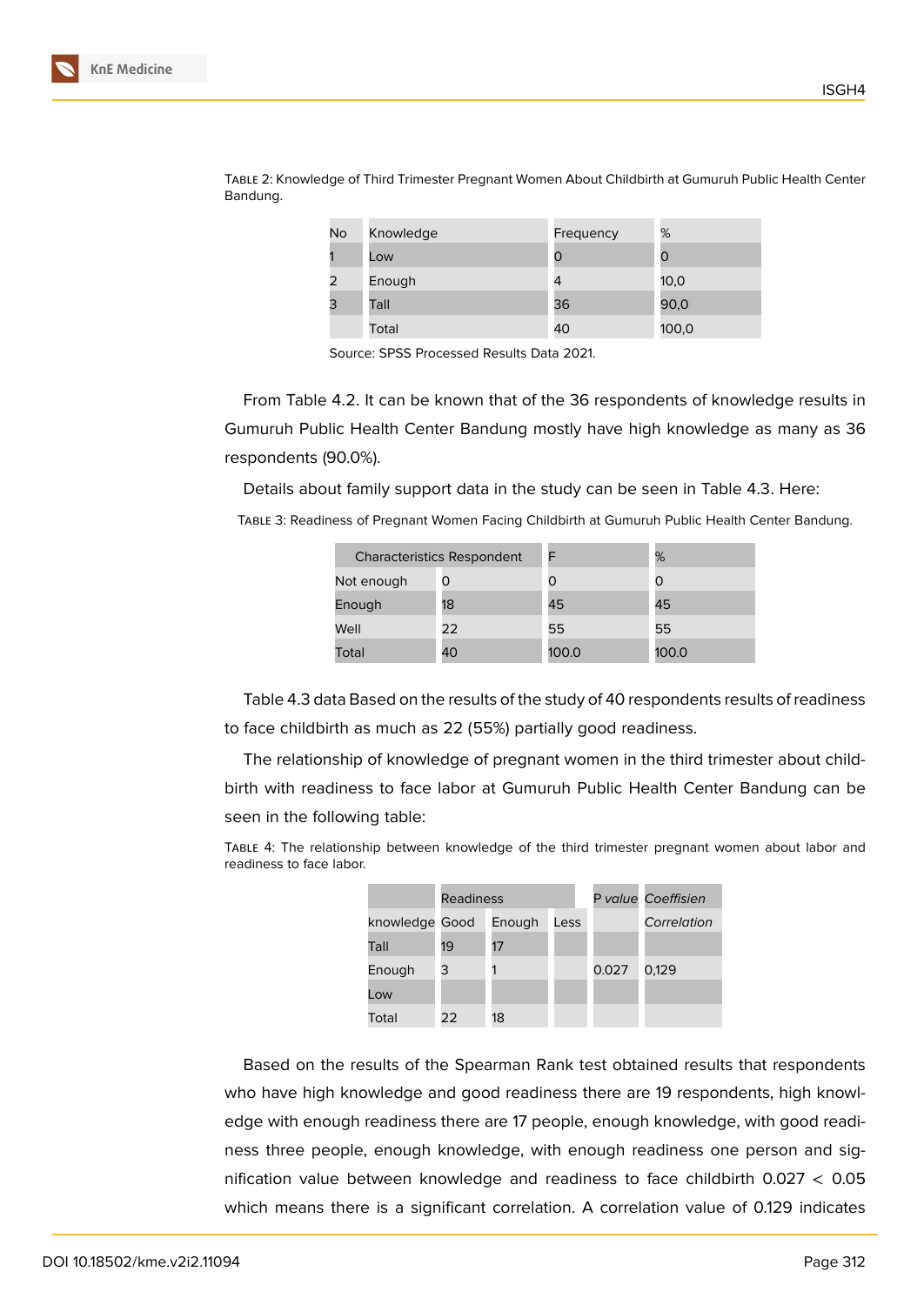TABLE 2: Knowledge of Third Trimester Pregnant Women About Childbirth at Gumuruh Public Health Center Bandung.

| No | Knowledge | Frequency | % |
|---|---|---|---|
| 1 | Low | 0 | 0 |
| 2 | Enough | 4 | 10,0 |
| 3 | Tall | 36 | 90,0 |
| | Total | 40 | 100,0 |

Source: SPSS Processed Results Data 2021.

From Table 4.2. It can be known that of the 36 respondents of knowledge results in Gumuruh Public Health Center Bandung mostly have high knowledge as many as 36 respondents (90.0%).

Details about family support data in the study can be seen in Table 4.3. Here:

TABLE 3: Readiness of Pregnant Women Facing Childbirth at Gumuruh Public Health Center Bandung.

| Characteristics Respondent | | F | % |
|---|---|---|---|
| Not enough | 0 | 0 | 0 |
| Enough | 18 | 45 | 45 |
| Well | 22 | 55 | 55 |
| Total | 40 | 100.0 | 100.0 |

Table 4.3 data Based on the results of the study of 40 respondents results of readiness to face childbirth as much as 22 (55%) partially good readiness.

The relationship of knowledge of pregnant women in the third trimester about childbirth with readiness to face labor at Gumuruh Public Health Center Bandung can be seen in the following table:

TABLE 4: The relationship between knowledge of the third trimester pregnant women about labor and readiness to face labor.

| | Readiness | | | *P value* | *Coeffisien* |
|---|---|---|---|---|---|
| knowledge | Good | Enough | Less | | *Correlation* |
| Tall | 19 | 17 | | | |
| Enough | 3 | 1 | | 0.027 | 0,129 |
| Low | | | | | |
| Total | 22 | 18 | | | |

Based on the results of the Spearman Rank test obtained results that respondents who have high knowledge and good readiness there are 19 respondents, high knowledge with enough readiness there are 17 people, enough knowledge, with good readiness three people, enough knowledge, with enough readiness one person and signification value between knowledge and readiness to face childbirth 0.027 < 0.05 which means there is a significant correlation. A correlation value of 0.129 indicates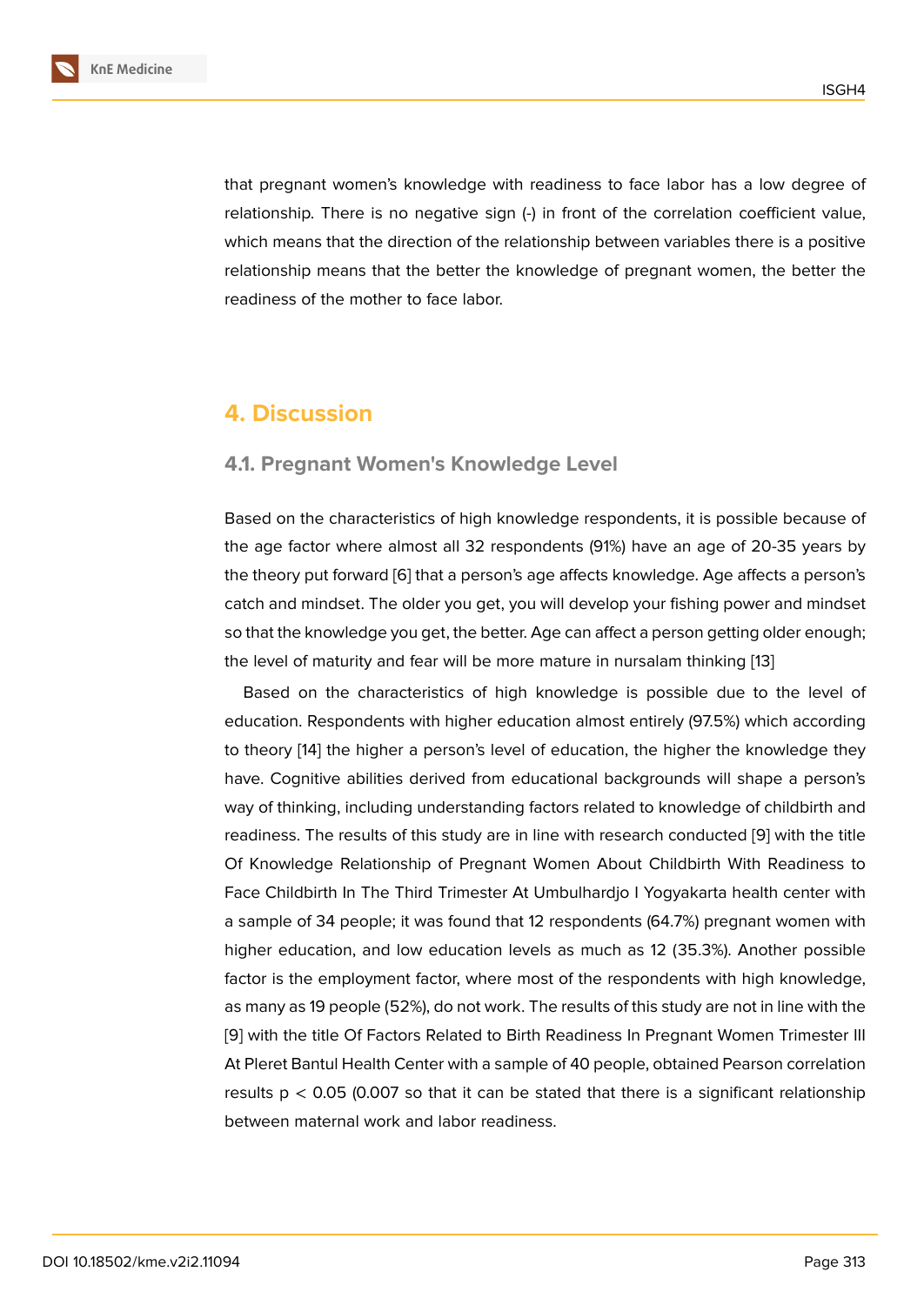that pregnant women's knowledge with readiness to face labor has a low degree of relationship. There is no negative sign (-) in front of the correlation coefficient value, which means that the direction of the relationship between variables there is a positive relationship means that the better the knowledge of pregnant women, the better the readiness of the mother to face labor.

## 4. Discussion

### 4.1. Pregnant Women's Knowledge Level

Based on the characteristics of high knowledge respondents, it is possible because of the age factor where almost all 32 respondents (91%) have an age of 20-35 years by the theory put forward [6] that a person's age affects knowledge. Age affects a person's catch and mindset. The older you get, you will develop your fishing power and mindset so that the knowledge you get, the better. Age can affect a person getting older enough; the level of maturity and fear will be more mature in nursalam thinking [13]

Based on the characteristics of high knowledge is possible due to the level of education. Respondents with higher education almost entirely (97.5%) which according to theory [14] the higher a person's level of education, the higher the knowledge they have. Cognitive abilities derived from educational backgrounds will shape a person's way of thinking, including understanding factors related to knowledge of childbirth and readiness. The results of this study are in line with research conducted [9] with the title Of Knowledge Relationship of Pregnant Women About Childbirth With Readiness to Face Childbirth In The Third Trimester At Umbulhardjo I Yogyakarta health center with a sample of 34 people; it was found that 12 respondents (64.7%) pregnant women with higher education, and low education levels as much as 12 (35.3%). Another possible factor is the employment factor, where most of the respondents with high knowledge, as many as 19 people (52%), do not work. The results of this study are not in line with the [9] with the title Of Factors Related to Birth Readiness In Pregnant Women Trimester III At Pleret Bantul Health Center with a sample of 40 people, obtained Pearson correlation results $p < 0.05$ (0.007 so that it can be stated that there is a significant relationship between maternal work and labor readiness.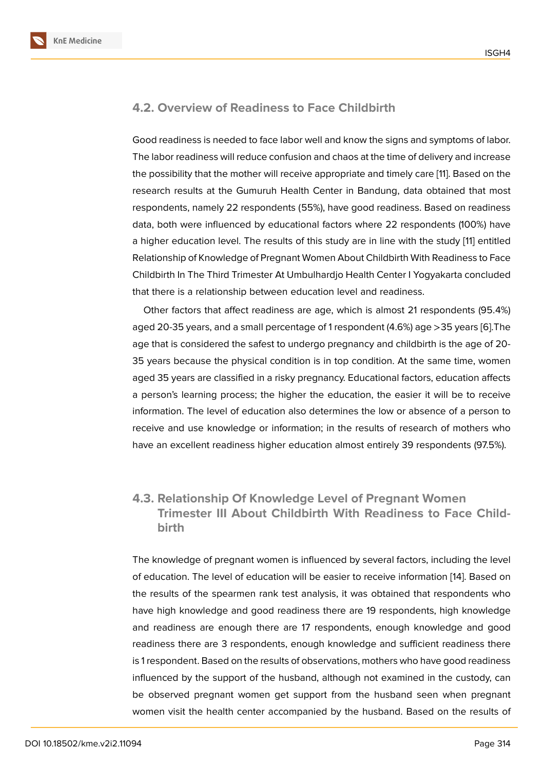### 4.2. Overview of Readiness to Face Childbirth

Good readiness is needed to face labor well and know the signs and symptoms of labor. The labor readiness will reduce confusion and chaos at the time of delivery and increase the possibility that the mother will receive appropriate and timely care [11]. Based on the research results at the Gumuruh Health Center in Bandung, data obtained that most respondents, namely 22 respondents (55%), have good readiness. Based on readiness data, both were influenced by educational factors where 22 respondents (100%) have a higher education level. The results of this study are in line with the study [11] entitled Relationship of Knowledge of Pregnant Women About Childbirth With Readiness to Face Childbirth In The Third Trimester At Umbulhardjo Health Center I Yogyakarta concluded that there is a relationship between education level and readiness.

Other factors that affect readiness are age, which is almost 21 respondents (95.4%) aged 20-35 years, and a small percentage of 1 respondent (4.6%) age >35 years [6].The age that is considered the safest to undergo pregnancy and childbirth is the age of 20-35 years because the physical condition is in top condition. At the same time, women aged 35 years are classified in a risky pregnancy. Educational factors, education affects a person's learning process; the higher the education, the easier it will be to receive information. The level of education also determines the low or absence of a person to receive and use knowledge or information; in the results of research of mothers who have an excellent readiness higher education almost entirely 39 respondents (97.5%).

### 4.3. Relationship Of Knowledge Level of Pregnant Women Trimester III About Childbirth With Readiness to Face Childbirth

The knowledge of pregnant women is influenced by several factors, including the level of education. The level of education will be easier to receive information [14]. Based on the results of the spearmen rank test analysis, it was obtained that respondents who have high knowledge and good readiness there are 19 respondents, high knowledge and readiness are enough there are 17 respondents, enough knowledge and good readiness there are 3 respondents, enough knowledge and sufficient readiness there is 1 respondent. Based on the results of observations, mothers who have good readiness influenced by the support of the husband, although not examined in the custody, can be observed pregnant women get support from the husband seen when pregnant women visit the health center accompanied by the husband. Based on the results of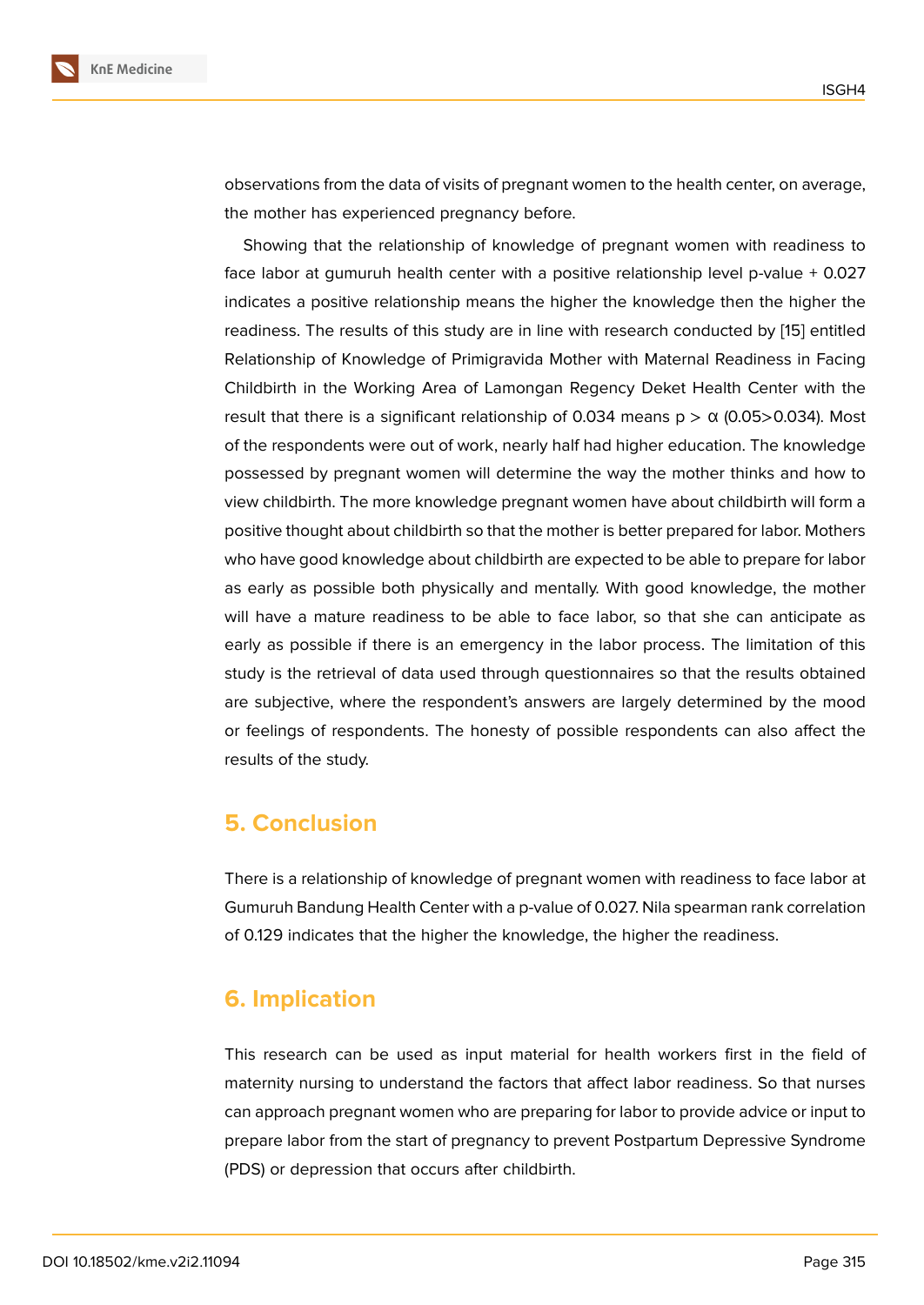observations from the data of visits of pregnant women to the health center, on average, the mother has experienced pregnancy before.

Showing that the relationship of knowledge of pregnant women with readiness to face labor at gumuruh health center with a positive relationship level p-value + 0.027 indicates a positive relationship means the higher the knowledge then the higher the readiness. The results of this study are in line with research conducted by [15] entitled Relationship of Knowledge of Primigravida Mother with Maternal Readiness in Facing Childbirth in the Working Area of Lamongan Regency Deket Health Center with the result that there is a significant relationship of 0.034 means $p > \alpha$ (0.05>0.034). Most of the respondents were out of work, nearly half had higher education. The knowledge possessed by pregnant women will determine the way the mother thinks and how to view childbirth. The more knowledge pregnant women have about childbirth will form a positive thought about childbirth so that the mother is better prepared for labor. Mothers who have good knowledge about childbirth are expected to be able to prepare for labor as early as possible both physically and mentally. With good knowledge, the mother will have a mature readiness to be able to face labor, so that she can anticipate as early as possible if there is an emergency in the labor process. The limitation of this study is the retrieval of data used through questionnaires so that the results obtained are subjective, where the respondent's answers are largely determined by the mood or feelings of respondents. The honesty of possible respondents can also affect the results of the study.

## 5. Conclusion

There is a relationship of knowledge of pregnant women with readiness to face labor at Gumuruh Bandung Health Center with a p-value of 0.027. Nila spearman rank correlation of 0.129 indicates that the higher the knowledge, the higher the readiness.

## 6. Implication

This research can be used as input material for health workers first in the field of maternity nursing to understand the factors that affect labor readiness. So that nurses can approach pregnant women who are preparing for labor to provide advice or input to prepare labor from the start of pregnancy to prevent Postpartum Depressive Syndrome (PDS) or depression that occurs after childbirth.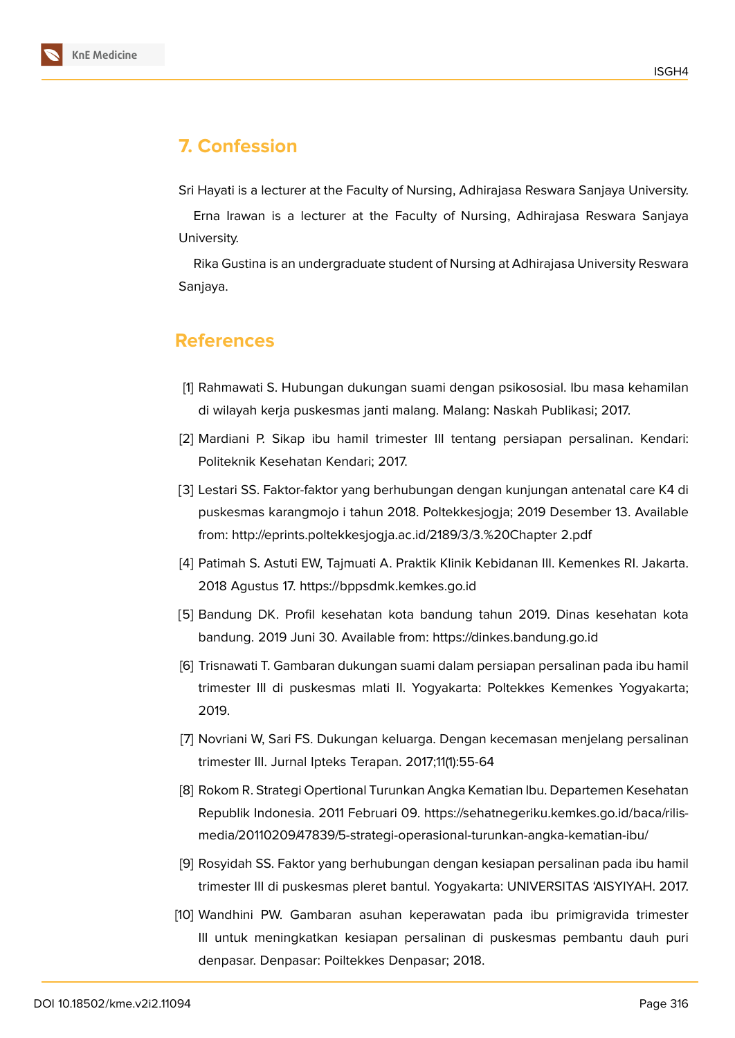## 7. Confession

Sri Hayati is a lecturer at the Faculty of Nursing, Adhirajasa Reswara Sanjaya University.

Erna Irawan is a lecturer at the Faculty of Nursing, Adhirajasa Reswara Sanjaya University.

Rika Gustina is an undergraduate student of Nursing at Adhirajasa University Reswara Sanjaya.

## References

[1] Rahmawati S. Hubungan dukungan suami dengan psikososial. Ibu masa kehamilan di wilayah kerja puskesmas janti malang. Malang: Naskah Publikasi; 2017.

[2] Mardiani P. Sikap ibu hamil trimester III tentang persiapan persalinan. Kendari: Politeknik Kesehatan Kendari; 2017.

[3] Lestari SS. Faktor-faktor yang berhubungan dengan kunjungan antenatal care K4 di puskesmas karangmojo i tahun 2018. Poltekkesjogja; 2019 Desember 13. Available from: http://eprints.poltekkesjogja.ac.id/2189/3/3.%20Chapter 2.pdf

[4] Patimah S. Astuti EW, Tajmuati A. Praktik Klinik Kebidanan III. Kemenkes RI. Jakarta. 2018 Agustus 17. https://bppsdmk.kemkes.go.id

[5] Bandung DK. Profil kesehatan kota bandung tahun 2019. Dinas kesehatan kota bandung. 2019 Juni 30. Available from: https://dinkes.bandung.go.id

[6] Trisnawati T. Gambaran dukungan suami dalam persiapan persalinan pada ibu hamil trimester III di puskesmas mlati II. Yogyakarta: Poltekkes Kemenkes Yogyakarta; 2019.

[7] Novriani W, Sari FS. Dukungan keluarga. Dengan kecemasan menjelang persalinan trimester III. Jurnal Ipteks Terapan. 2017;11(1):55-64

[8] Rokom R. Strategi Opertional Turunkan Angka Kematian Ibu. Departemen Kesehatan Republik Indonesia. 2011 Februari 09. https://sehatnegeriku.kemkes.go.id/baca/rilis-media/20110209/47839/5-strategi-operasional-turunkan-angka-kematian-ibu/

[9] Rosyidah SS. Faktor yang berhubungan dengan kesiapan persalinan pada ibu hamil trimester III di puskesmas pleret bantul. Yogyakarta: UNIVERSITAS 'AISYIYAH. 2017.

[10] Wandhini PW. Gambaran asuhan keperawatan pada ibu primigravida trimester III untuk meningkatkan kesiapan persalinan di puskesmas pembantu dauh puri denpasar. Denpasar: Poiltekkes Denpasar; 2018.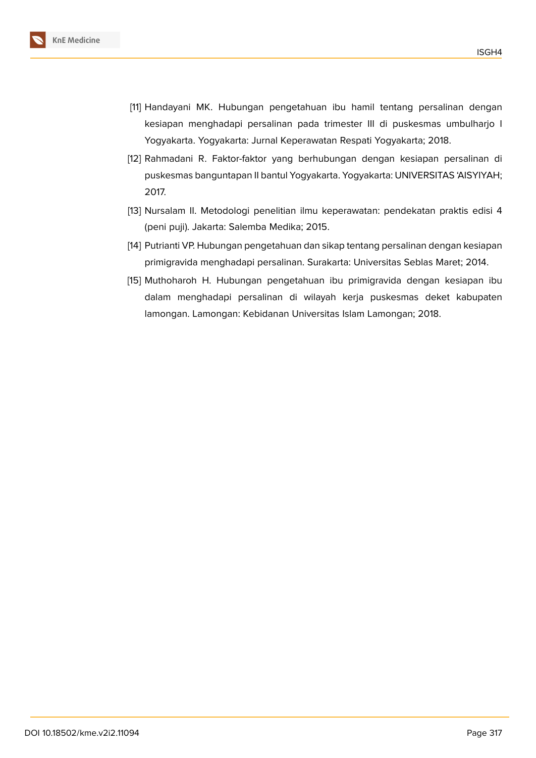[11] Handayani MK. Hubungan pengetahuan ibu hamil tentang persalinan dengan kesiapan menghadapi persalinan pada trimester III di puskesmas umbulharjo I Yogyakarta. Yogyakarta: Jurnal Keperawatan Respati Yogyakarta; 2018.

[12] Rahmadani R. Faktor-faktor yang berhubungan dengan kesiapan persalinan di puskesmas banguntapan II bantul Yogyakarta. Yogyakarta: UNIVERSITAS 'AISYIYAH; 2017.

[13] Nursalam II. Metodologi penelitian ilmu keperawatan: pendekatan praktis edisi 4 (peni puji). Jakarta: Salemba Medika; 2015.

[14] Putrianti VP. Hubungan pengetahuan dan sikap tentang persalinan dengan kesiapan primigravida menghadapi persalinan. Surakarta: Universitas Seblas Maret; 2014.

[15] Muthoharoh H. Hubungan pengetahuan ibu primigravida dengan kesiapan ibu dalam menghadapi persalinan di wilayah kerja puskesmas deket kabupaten lamongan. Lamongan: Kebidanan Universitas Islam Lamongan; 2018.